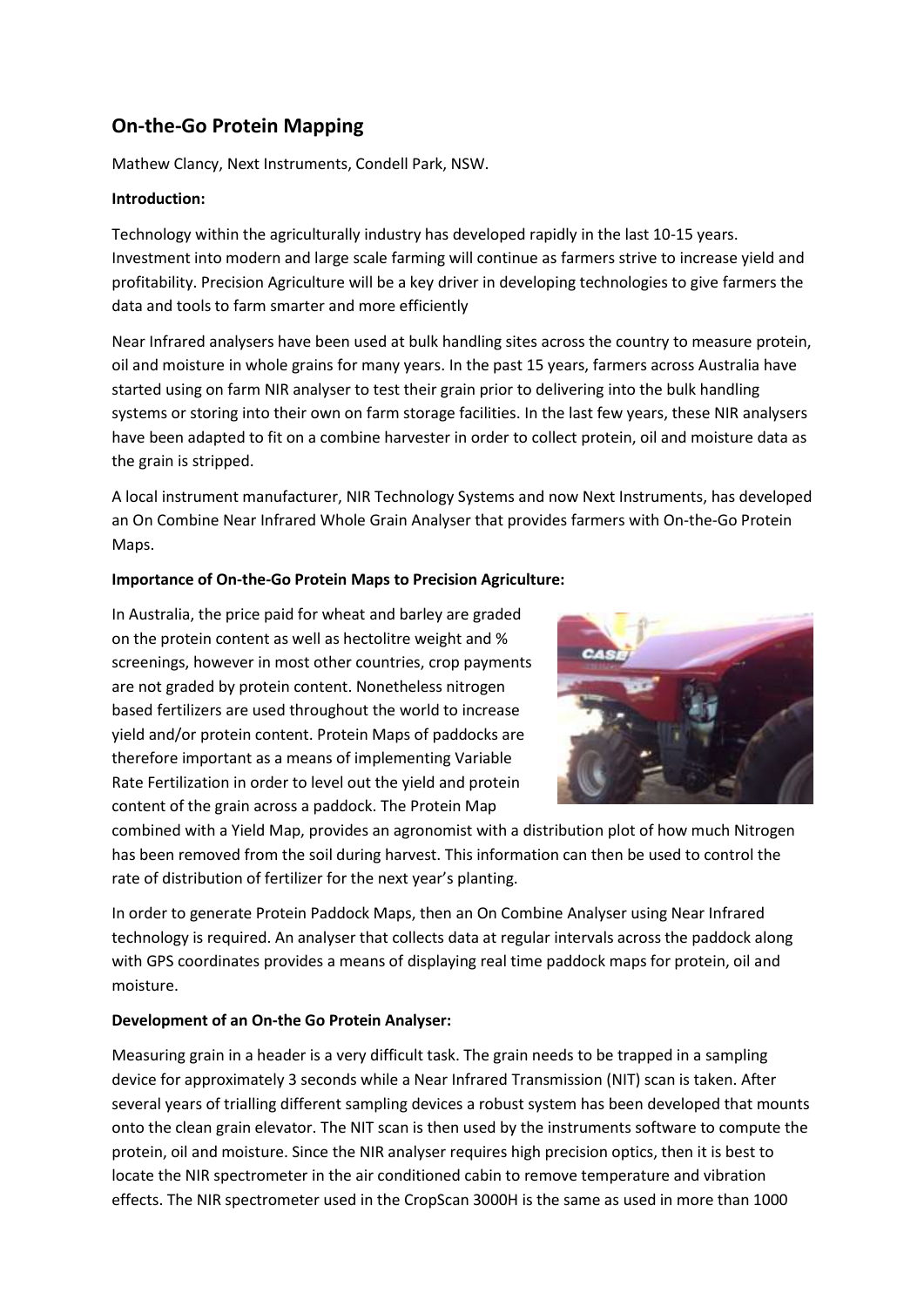## On-the-Go Protein Mapping

Mathew Clancy, Next Instruments, Condell Park, NSW.

**Introduction:**

Technology within the agriculturally industry has developed rapidly in the last 10-15 years. Investment into modern and large scale farming will continue as farmers strive to increase yield and profitability. Precision Agriculture will be a key driver in developing technologies to give farmers the data and tools to farm smarter and more efficiently

Near Infrared analysers have been used at bulk handling sites across the country to measure protein, oil and moisture in whole grains for many years. In the past 15 years, farmers across Australia have started using on farm NIR analyser to test their grain prior to delivering into the bulk handling systems or storing into their own on farm storage facilities. In the last few years, these NIR analysers have been adapted to fit on a combine harvester in order to collect protein, oil and moisture data as the grain is stripped.

A local instrument manufacturer, NIR Technology Systems and now Next Instruments, has developed an On Combine Near Infrared Whole Grain Analyser that provides farmers with On-the-Go Protein Maps.

**Importance of On-the-Go Protein Maps to Precision Agriculture:**

In Australia, the price paid for wheat and barley are graded on the protein content as well as hectolitre weight and % screenings, however in most other countries, crop payments are not graded by protein content. Nonetheless nitrogen based fertilizers are used throughout the world to increase yield and/or protein content. Protein Maps of paddocks are therefore important as a means of implementing Variable Rate Fertilization in order to level out the yield and protein content of the grain across a paddock. The Protein Map combined with a Yield Map, provides an agronomist with a distribution plot of how much Nitrogen has been removed from the soil during harvest. This information can then be used to control the rate of distribution of fertilizer for the next year's planting.

In order to generate Protein Paddock Maps, then an On Combine Analyser using Near Infrared technology is required. An analyser that collects data at regular intervals across the paddock along with GPS coordinates provides a means of displaying real time paddock maps for protein, oil and moisture.

**Development of an On-the Go Protein Analyser:**

Measuring grain in a header is a very difficult task. The grain needs to be trapped in a sampling device for approximately 3 seconds while a Near Infrared Transmission (NIT) scan is taken. After several years of trialling different sampling devices a robust system has been developed that mounts onto the clean grain elevator. The NIT scan is then used by the instruments software to compute the protein, oil and moisture. Since the NIR analyser requires high precision optics, then it is best to locate the NIR spectrometer in the air conditioned cabin to remove temperature and vibration effects. The NIR spectrometer used in the CropScan 3000H is the same as used in more than 1000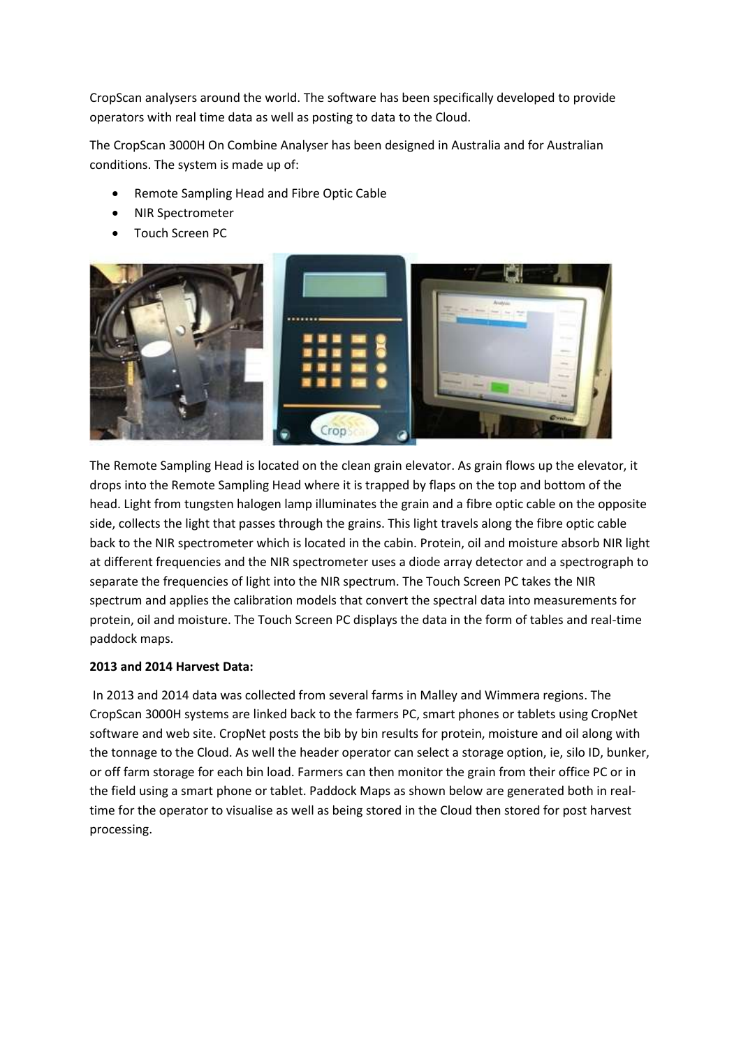CropScan analysers around the world. The software has been specifically developed to provide operators with real time data as well as posting to data to the Cloud.

The CropScan 3000H On Combine Analyser has been designed in Australia and for Australian conditions. The system is made up of:

- Remote Sampling Head and Fibre Optic Cable
- NIR Spectrometer
- Touch Screen PC

The Remote Sampling Head is located on the clean grain elevator. As grain flows up the elevator, it drops into the Remote Sampling Head where it is trapped by flaps on the top and bottom of the head. Light from tungsten halogen lamp illuminates the grain and a fibre optic cable on the opposite side, collects the light that passes through the grains. This light travels along the fibre optic cable back to the NIR spectrometer which is located in the cabin. Protein, oil and moisture absorb NIR light at different frequencies and the NIR spectrometer uses a diode array detector and a spectrograph to separate the frequencies of light into the NIR spectrum. The Touch Screen PC takes the NIR spectrum and applies the calibration models that convert the spectral data into measurements for protein, oil and moisture. The Touch Screen PC displays the data in the form of tables and real-time paddock maps.

**2013 and 2014 Harvest Data:**

In 2013 and 2014 data was collected from several farms in Malley and Wimmera regions. The CropScan 3000H systems are linked back to the farmers PC, smart phones or tablets using CropNet software and web site. CropNet posts the bib by bin results for protein, moisture and oil along with the tonnage to the Cloud. As well the header operator can select a storage option, ie, silo ID, bunker, or off farm storage for each bin load. Farmers can then monitor the grain from their office PC or in the field using a smart phone or tablet. Paddock Maps as shown below are generated both in real-time for the operator to visualise as well as being stored in the Cloud then stored for post harvest processing.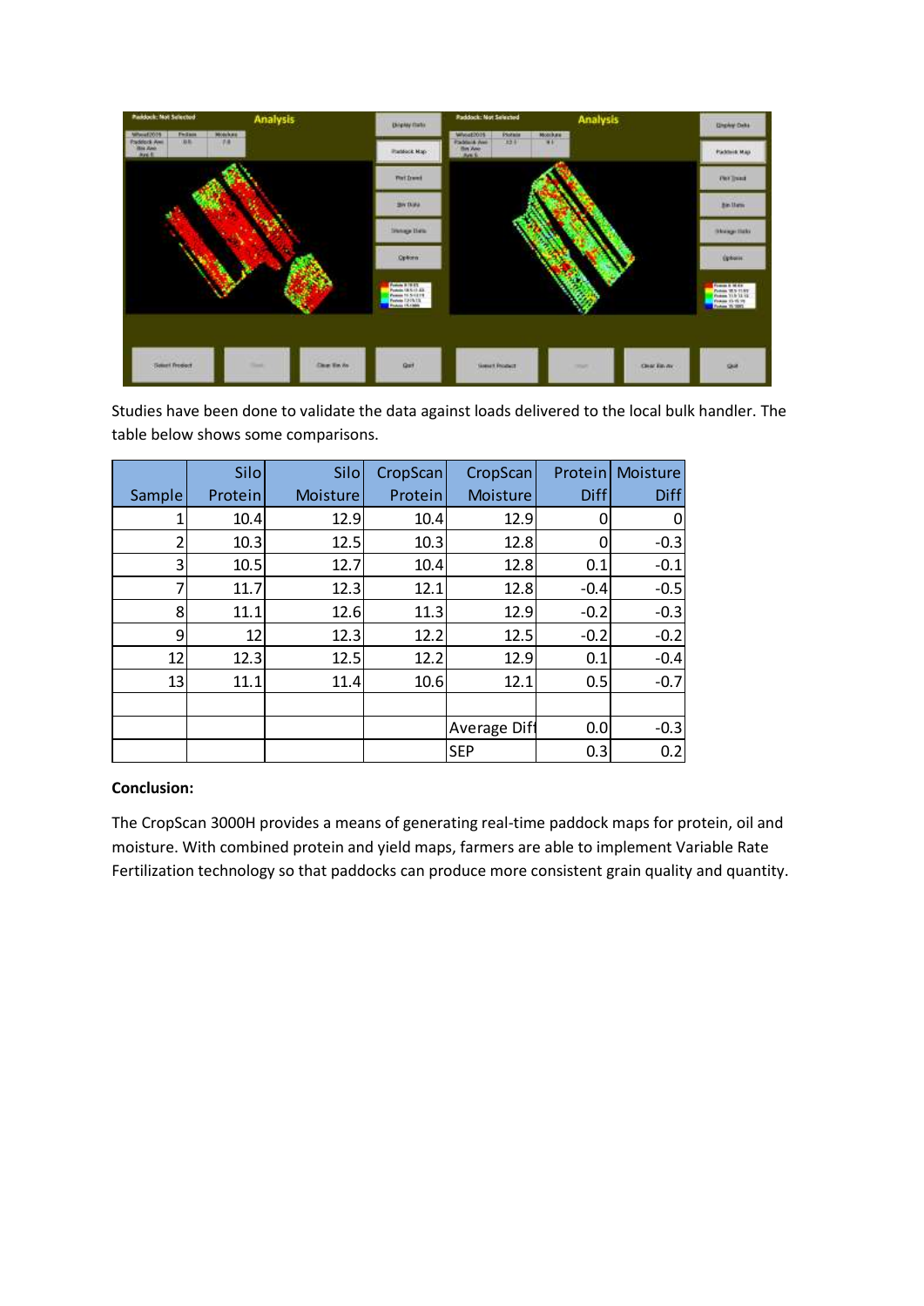Studies have been done to validate the data against loads delivered to the local bulk handler. The table below shows some comparisons.

| Sample | Silo Protein | Silo Moisture | CropScan Protein | CropScan Moisture | Protein Diff | Moisture Diff |
|---|---|---|---|---|---|---|
| 1 | 10.4 | 12.9 | 10.4 | 12.9 | 0 | 0 |
| 2 | 10.3 | 12.5 | 10.3 | 12.8 | 0 | -0.3 |
| 3 | 10.5 | 12.7 | 10.4 | 12.8 | 0.1 | -0.1 |
| 7 | 11.7 | 12.3 | 12.1 | 12.8 | -0.4 | -0.5 |
| 8 | 11.1 | 12.6 | 11.3 | 12.9 | -0.2 | -0.3 |
| 9 | 12 | 12.3 | 12.2 | 12.5 | -0.2 | -0.2 |
| 12 | 12.3 | 12.5 | 12.2 | 12.9 | 0.1 | -0.4 |
| 13 | 11.1 | 11.4 | 10.6 | 12.1 | 0.5 | -0.7 |
| | | | | | | |
| | | | | Average Diff | 0.0 | -0.3 |
| | | | | SEP | 0.3 | 0.2 |

**Conclusion:**

The CropScan 3000H provides a means of generating real-time paddock maps for protein, oil and moisture. With combined protein and yield maps, farmers are able to implement Variable Rate Fertilization technology so that paddocks can produce more consistent grain quality and quantity.